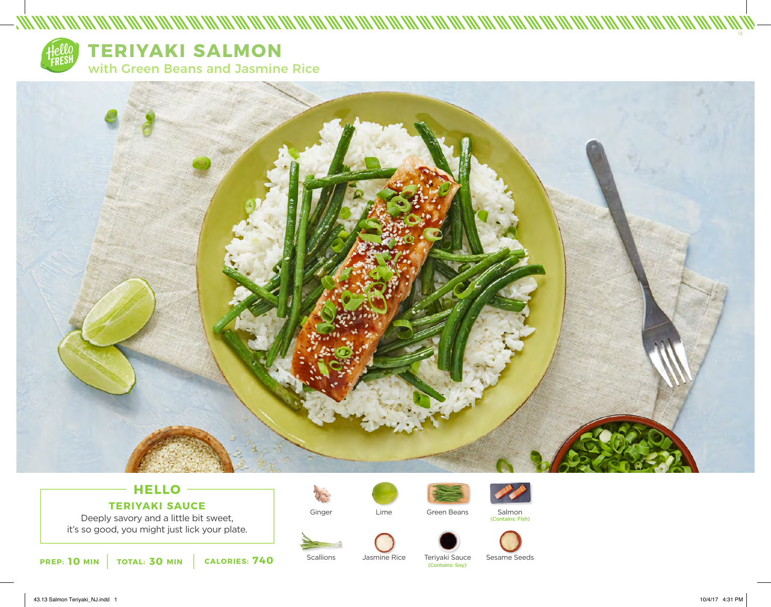# TERIYAKI SALMON

## with Green Beans and Jasmine Rice

### HELLO

**TERIYAKI SAUCE**

Deeply savory and a little bit sweet, it's so good, you might just lick your plate.

**PREP: 10 MIN** | **TOTAL: 30 MIN** | **CALORIES: 740**

- Ginger
- Lime
- Green Beans
- Salmon (Contains: Fish)
- Scallions
- Jasmine Rice
- Teriyaki Sauce (Contains: Soy)
- Sesame Seeds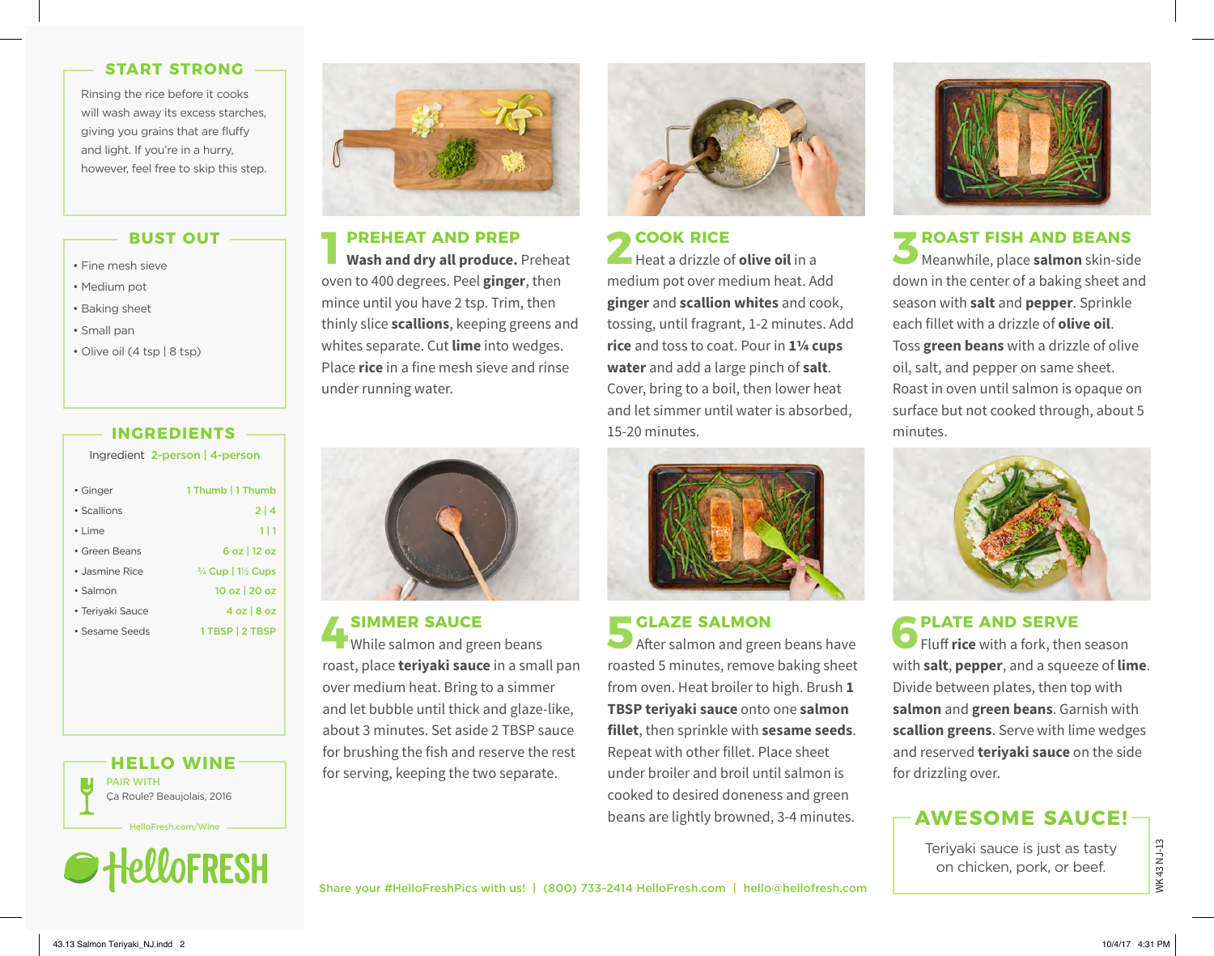## START STRONG

Rinsing the rice before it cooks will wash away its excess starches, giving you grains that are fluffy and light. If you're in a hurry, however, feel free to skip this step.

## BUST OUT

- Fine mesh sieve
- Medium pot
- Baking sheet
- Small pan
- Olive oil (4 tsp | 8 tsp)

## INGREDIENTS

| Ingredient | 2-person \| 4-person |
|---|---|
| Ginger | 1 Thumb \| 1 Thumb |
| Scallions | 2 \| 4 |
| Lime | 1 \| 1 |
| Green Beans | 6 oz \| 12 oz |
| Jasmine Rice | ¾ Cup \| 1½ Cups |
| Salmon | 10 oz \| 20 oz |
| Teriyaki Sauce | 4 oz \| 8 oz |
| Sesame Seeds | 1 TBSP \| 2 TBSP |

## HELLO WINE

PAIR WITH
Ça Roule? Beaujolais, 2016

HelloFresh.com/Wine

HelloFRESH

## 1 PREHEAT AND PREP

**Wash and dry all produce.** Preheat oven to 400 degrees. Peel **ginger**, then mince until you have 2 tsp. Trim, then thinly slice **scallions**, keeping greens and whites separate. Cut **lime** into wedges. Place **rice** in a fine mesh sieve and rinse under running water.

## 2 COOK RICE

Heat a drizzle of **olive oil** in a medium pot over medium heat. Add **ginger** and **scallion whites** and cook, tossing, until fragrant, 1-2 minutes. Add **rice** and toss to coat. Pour in **1¼ cups water** and add a large pinch of **salt**. Cover, bring to a boil, then lower heat and let simmer until water is absorbed, 15-20 minutes.

## 3 ROAST FISH AND BEANS

Meanwhile, place **salmon** skin-side down in the center of a baking sheet and season with **salt** and **pepper**. Sprinkle each fillet with a drizzle of **olive oil**. Toss **green beans** with a drizzle of olive oil, salt, and pepper on same sheet. Roast in oven until salmon is opaque on surface but not cooked through, about 5 minutes.

## 4 SIMMER SAUCE

While salmon and green beans roast, place **teriyaki sauce** in a small pan over medium heat. Bring to a simmer and let bubble until thick and glaze-like, about 3 minutes. Set aside 2 TBSP sauce for brushing the fish and reserve the rest for serving, keeping the two separate.

## 5 GLAZE SALMON

After salmon and green beans have roasted 5 minutes, remove baking sheet from oven. Heat broiler to high. Brush **1 TBSP teriyaki sauce** onto one **salmon fillet**, then sprinkle with **sesame seeds**. Repeat with other fillet. Place sheet under broiler and broil until salmon is cooked to desired doneness and green beans are lightly browned, 3-4 minutes.

## 6 PLATE AND SERVE

Fluff **rice** with a fork, then season with **salt**, **pepper**, and a squeeze of **lime**. Divide between plates, then top with **salmon** and **green beans**. Garnish with **scallion greens**. Serve with lime wedges and reserved **teriyaki sauce** on the side for drizzling over.

## AWESOME SAUCE!

Teriyaki sauce is just as tasty on chicken, pork, or beef.

WK 43 NJ-13

Share your #HelloFreshPics with us! | (800) 733-2414 HelloFresh.com | hello@hellofresh.com